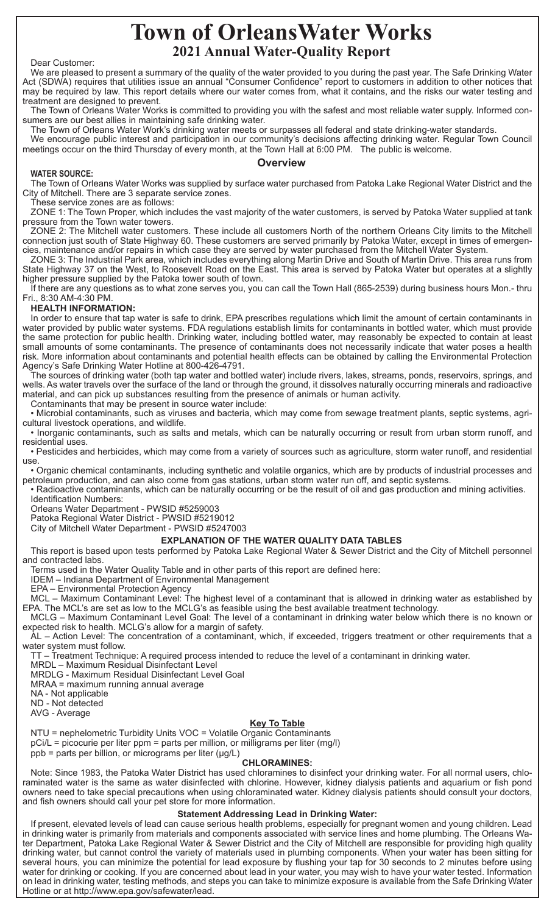# Town of OrleansWater Works

## 2021 Annual Water-Quality Report

Dear Customer:

We are pleased to present a summary of the quality of the water provided to you during the past year. The Safe Drinking Water Act (SDWA) requires that utilities issue an annual "Consumer Confidence" report to customers in addition to other notices that may be required by law. This report details where our water comes from, what it contains, and the risks our water testing and treatment are designed to prevent.

The Town of Orleans Water Works is committed to providing you with the safest and most reliable water supply. Informed consumers are our best allies in maintaining safe drinking water.

The Town of Orleans Water Work's drinking water meets or surpasses all federal and state drinking-water standards.

We encourage public interest and participation in our community's decisions affecting drinking water. Regular Town Council meetings occur on the third Thursday of every month, at the Town Hall at 6:00 PM. The public is welcome.

### Overview

**WATER SOURCE:**

The Town of Orleans Water Works was supplied by surface water purchased from Patoka Lake Regional Water District and the City of Mitchell. There are 3 separate service zones.

These service zones are as follows:

ZONE 1: The Town Proper, which includes the vast majority of the water customers, is served by Patoka Water supplied at tank pressure from the Town water towers.

ZONE 2: The Mitchell water customers. These include all customers North of the northern Orleans City limits to the Mitchell connection just south of State Highway 60. These customers are served primarily by Patoka Water, except in times of emergencies, maintenance and/or repairs in which case they are served by water purchased from the Mitchell Water System.

ZONE 3: The Industrial Park area, which includes everything along Martin Drive and South of Martin Drive. This area runs from State Highway 37 on the West, to Roosevelt Road on the East. This area is served by Patoka Water but operates at a slightly higher pressure supplied by the Patoka tower south of town.

If there are any questions as to what zone serves you, you can call the Town Hall (865-2539) during business hours Mon.- thru Fri., 8:30 AM-4:30 PM.

**HEALTH INFORMATION:**

In order to ensure that tap water is safe to drink, EPA prescribes regulations which limit the amount of certain contaminants in water provided by public water systems. FDA regulations establish limits for contaminants in bottled water, which must provide the same protection for public health. Drinking water, including bottled water, may reasonably be expected to contain at least small amounts of some contaminants. The presence of contaminants does not necessarily indicate that water poses a health risk. More information about contaminants and potential health effects can be obtained by calling the Environmental Protection Agency's Safe Drinking Water Hotline at 800-426-4791.

The sources of drinking water (both tap water and bottled water) include rivers, lakes, streams, ponds, reservoirs, springs, and wells. As water travels over the surface of the land or through the ground, it dissolves naturally occurring minerals and radioactive material, and can pick up substances resulting from the presence of animals or human activity.

Contaminants that may be present in source water include:

- Microbial contaminants, such as viruses and bacteria, which may come from sewage treatment plants, septic systems, agricultural livestock operations, and wildlife.
- Inorganic contaminants, such as salts and metals, which can be naturally occurring or result from urban storm runoff, and residential uses.
- Pesticides and herbicides, which may come from a variety of sources such as agriculture, storm water runoff, and residential use.
- Organic chemical contaminants, including synthetic and volatile organics, which are by products of industrial processes and petroleum production, and can also come from gas stations, urban storm water run off, and septic systems.
- Radioactive contaminants, which can be naturally occurring or be the result of oil and gas production and mining activities.

Identification Numbers:

Orleans Water Department - PWSID #5259003

Patoka Regional Water District - PWSID #5219012

City of Mitchell Water Department - PWSID #5247003

**EXPLANATION OF THE WATER QUALITY DATA TABLES**

This report is based upon tests performed by Patoka Lake Regional Water & Sewer District and the City of Mitchell personnel and contracted labs.

Terms used in the Water Quality Table and in other parts of this report are defined here:

IDEM – Indiana Department of Environmental Management

EPA – Environmental Protection Agency

MCL – Maximum Contaminant Level: The highest level of a contaminant that is allowed in drinking water as established by EPA. The MCL's are set as low to the MCLG's as feasible using the best available treatment technology.

MCLG – Maximum Contaminant Level Goal: The level of a contaminant in drinking water below which there is no known or expected risk to health. MCLG's allow for a margin of safety.

AL – Action Level: The concentration of a contaminant, which, if exceeded, triggers treatment or other requirements that a water system must follow.

TT – Treatment Technique: A required process intended to reduce the level of a contaminant in drinking water.

MRDL – Maximum Residual Disinfectant Level

MRDLG - Maximum Residual Disinfectant Level Goal

MRAA = maximum running annual average

NA - Not applicable

ND - Not detected

AVG - Average

**Key To Table**

NTU = nephelometric Turbidity Units VOC = Volatile Organic Contaminants

pCi/L = picocurie per liter ppm = parts per million, or milligrams per liter (mg/l)

ppb = parts per billion, or micrograms per liter (µg/L)

**CHLORAMINES:**

Note: Since 1983, the Patoka Water District has used chloramines to disinfect your drinking water. For all normal users, chloraminated water is the same as water disinfected with chlorine. However, kidney dialysis patients and aquarium or fish pond owners need to take special precautions when using chloraminated water. Kidney dialysis patients should consult your doctors, and fish owners should call your pet store for more information.

**Statement Addressing Lead in Drinking Water:**

If present, elevated levels of lead can cause serious health problems, especially for pregnant women and young children. Lead in drinking water is primarily from materials and components associated with service lines and home plumbing. The Orleans Water Department, Patoka Lake Regional Water & Sewer District and the City of Mitchell are responsible for providing high quality drinking water, but cannot control the variety of materials used in plumbing components. When your water has been sitting for several hours, you can minimize the potential for lead exposure by flushing your tap for 30 seconds to 2 minutes before using water for drinking or cooking. If you are concerned about lead in your water, you may wish to have your water tested. Information on lead in drinking water, testing methods, and steps you can take to minimize exposure is available from the Safe Drinking Water Hotline or at http://www.epa.gov/safewater/lead.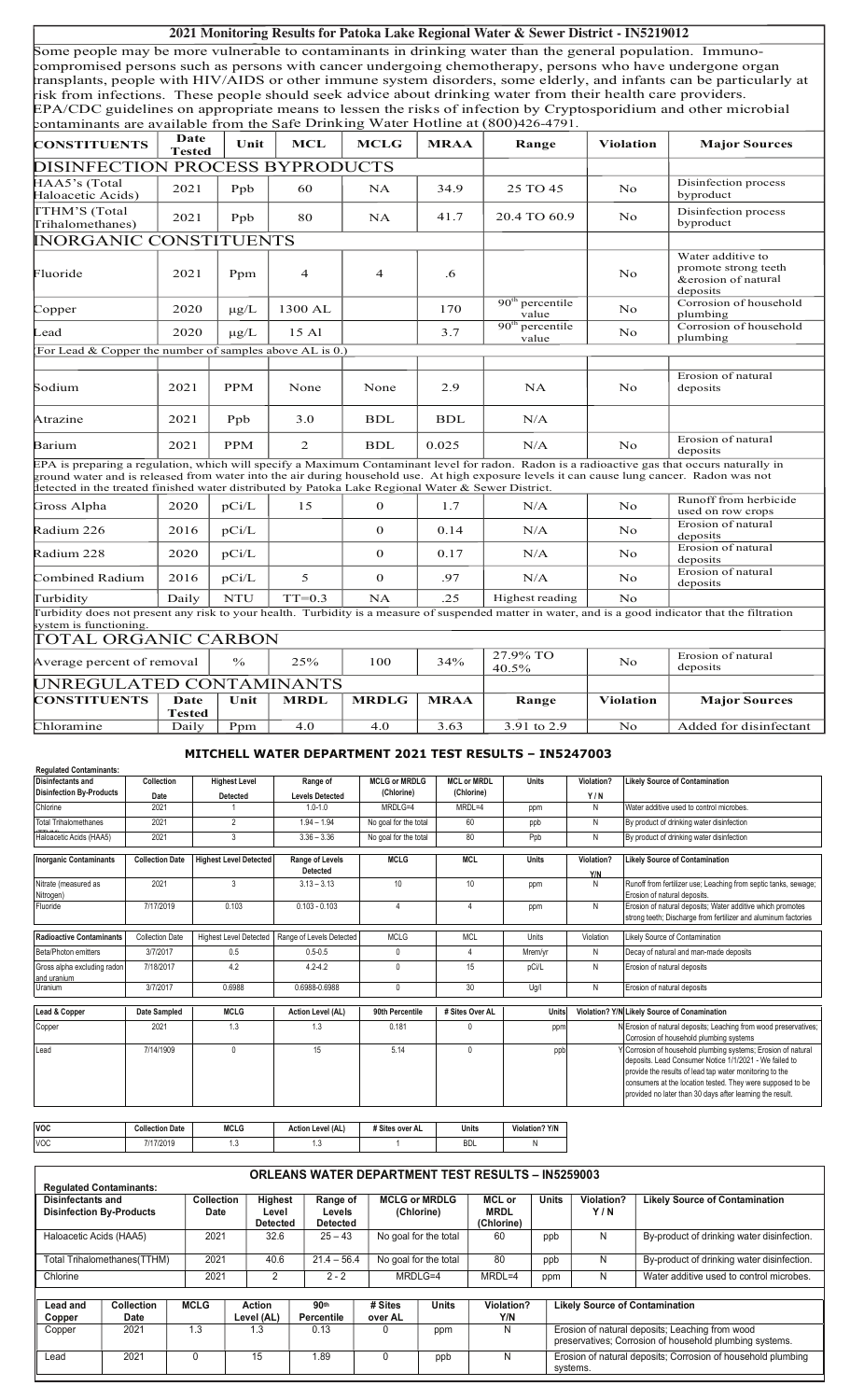## 2021 Monitoring Results for Patoka Lake Regional Water & Sewer District - IN5219012

Some people may be more vulnerable to contaminants in drinking water than the general population. Immuno-compromised persons such as persons with cancer undergoing chemotherapy, persons who have undergone organ transplants, people with HIV/AIDS or other immune system disorders, some elderly, and infants can be particularly at risk from infections. These people should seek advice about drinking water from their health care providers. EPA/CDC guidelines on appropriate means to lessen the risks of infection by Cryptosporidium and other microbial contaminants are available from the Safe Drinking Water Hotline at (800)426-4791.

| CONSTITUENTS | Date Tested | Unit | MCL | MCLG | MRAA | Range | Violation | Major Sources |
|---|---|---|---|---|---|---|---|---|
| **DISINFECTION PROCESS BYPRODUCTS** | | | | | | | | |
| HAA5's (Total Haloacetic Acids) | 2021 | Ppb | 60 | NA | 34.9 | 25 TO 45 | No | Disinfection process byproduct |
| TTHM'S (Total Trihalomethanes) | 2021 | Ppb | 80 | NA | 41.7 | 20.4 TO 60.9 | No | Disinfection process byproduct |
| **INORGANIC CONSTITUENTS** | | | | | | | | |
| Fluoride | 2021 | Ppm | 4 | 4 | .6 | | No | Water additive to promote strong teeth &erosion of natural deposits |
| Copper | 2020 | μg/L | 1300 AL | | 170 | 90th percentile value | No | Corrosion of household plumbing |
| Lead | 2020 | μg/L | 15 Al | | 3.7 | 90th percentile value | No | Corrosion of household plumbing |
| (For Lead & Copper the number of samples above AL is 0.) | | | | | | | | |
| Sodium | 2021 | PPM | None | None | 2.9 | NA | No | Erosion of natural deposits |
| Atrazine | 2021 | Ppb | 3.0 | BDL | BDL | N/A | | |
| Barium | 2021 | PPM | 2 | BDL | 0.025 | N/A | No | Erosion of natural deposits |
| EPA is preparing a regulation, which will specify a Maximum Contaminant level for radon. Radon is a radioactive gas that occurs naturally in ground water and is released from water into the air during household use. At high exposure levels it can cause lung cancer. Radon was not detected in the treated finished water distributed by Patoka Lake Regional Water & Sewer District. | | | | | | | | |
| Gross Alpha | 2020 | pCi/L | 15 | 0 | 1.7 | N/A | No | Runoff from herbicide used on row crops |
| Radium 226 | 2016 | pCi/L | | 0 | 0.14 | N/A | No | Erosion of natural deposits |
| Radium 228 | 2020 | pCi/L | | 0 | 0.17 | N/A | No | Erosion of natural deposits |
| Combined Radium | 2016 | pCi/L | 5 | 0 | .97 | N/A | No | Erosion of natural deposits |
| Turbidity | Daily | NTU | TT=0.3 | NA | .25 | Highest reading | No | |
| Turbidity does not present any risk to your health. Turbidity is a measure of suspended matter in water, and is a good indicator that the filtration system is functioning. | | | | | | | | |
| **TOTAL ORGANIC CARBON** | | | | | | | | |
| Average percent of removal | | % | 25% | 100 | 34% | 27.9% TO 40.5% | No | Erosion of natural deposits |
| **UNREGULATED CONTAMINANTS** | | | | | | | | |
| **CONSTITUENTS** | **Date Tested** | **Unit** | **MRDL** | **MRDLG** | **MRAA** | **Range** | **Violation** | **Major Sources** |
| Chloramine | Daily | Ppm | 4.0 | 4.0 | 3.63 | 3.91 to 2.9 | No | Added for disinfectant |

## MITCHELL WATER DEPARTMENT 2021 TEST RESULTS – IN5247003

**Regulated Contaminants:**

| Disinfectants and Disinfection By-Products | Collection Date | Highest Level Detected | Range of Levels Detected | MCLG or MRDLG (Chlorine) | MCL or MRDL (Chlorine) | Units | Violation? Y / N | Likely Source of Contamination |
|---|---|---|---|---|---|---|---|---|
| Chlorine | 2021 | 1 | 1.0-1.0 | MRDLG=4 | MRDL=4 | ppm | N | Water additive used to control microbes. |
| Total Trihalomethanes | 2021 | 2 | 1.94 – 1.94 | No goal for the total | 60 | ppb | N | By product of drinking water disinfection |
| Haloacetic Acids (HAA5) | 2021 | 3 | 3.36 – 3.36 | No goal for the total | 80 | Ppb | N | By product of drinking water disinfection |

| Inorganic Contaminants | Collection Date | Highest Level Detected | Range of Levels Detected | MCLG | MCL | Units | Violation? Y/N | Likely Source of Contamination |
|---|---|---|---|---|---|---|---|---|
| Nitrate (measured as Nitrogen) | 2021 | 3 | 3.13 – 3.13 | 10 | 10 | ppm | N | Runoff from fertilizer use; Leaching from septic tanks, sewage; Erosion of natural deposits. |
| Fluoride | 7/17/2019 | 0.103 | 0.103 - 0.103 | 4 | 4 | ppm | N | Erosion of natural deposits; Water additive which promotes strong teeth; Discharge from fertilizer and aluminum factories |

| Radioactive Contaminants | Collection Date | Highest Level Detected | Range of Levels Detected | MCLG | MCL | Units | Violation | Likely Source of Contamination |
|---|---|---|---|---|---|---|---|---|
| Beta/Photon emitters | 3/7/2017 | 0.5 | 0.5-0.5 | 0 | 4 | Mrem/yr | N | Decay of natural and man-made deposits |
| Gross alpha excluding radon and uranium | 7/18/2017 | 4.2 | 4.2-4.2 | 0 | 15 | pCi/L | N | Erosion of natural deposits |
| Uranium | 3/7/2017 | 0.6988 | 0.6988-0.6988 | 0 | 30 | Ug/l | N | Erosion of natural deposits |

| Lead & Copper | Date Sampled | MCLG | Action Level (AL) | 90th Percentile | # Sites Over AL | Units | Violation? Y/N | Likely Source of Conamination |
|---|---|---|---|---|---|---|---|---|
| Copper | 2021 | 1.3 | 1.3 | 0.181 | 0 | ppm | N | Erosion of natural deposits; Leaching from wood preservatives; Corrosion of household plumbing systems |
| Lead | 7/14/1909 | 0 | 15 | 5.14 | 0 | ppb | Y | Corrosion of household plumbing systems; Erosion of natural deposits. Lead Consumer Notice 1/1/2021 - We failed to provide the results of lead tap water monitoring to the consumers at the location tested. They were supposed to be provided no later than 30 days after learning the result. |

| VOC | Collection Date | MCLG | Action Level (AL) | # Sites over AL | Units | Violation? Y/N |
|---|---|---|---|---|---|---|
| VOC | 7/17/2019 | 1.3 | 1.3 | 1 | BDL | N |

## ORLEANS WATER DEPARTMENT TEST RESULTS – IN5259003

**Regulated Contaminants:**

| Disinfectants and Disinfection By-Products | Collection Date | Highest Level Detected | Range of Levels Detected | MCLG or MRDLG (Chlorine) | MCL or MRDL (Chlorine) | Units | Violation? Y / N | Likely Source of Contamination |
|---|---|---|---|---|---|---|---|---|
| Haloacetic Acids (HAA5) | 2021 | 32.6 | 25 – 43 | No goal for the total | 60 | ppb | N | By-product of drinking water disinfection. |
| Total Trihalomethanes(TTHM) | 2021 | 40.6 | 21.4 – 56.4 | No goal for the total | 80 | ppb | N | By-product of drinking water disinfection. |
| Chlorine | 2021 | 2 | 2 - 2 | MRDLG=4 | MRDL=4 | ppm | N | Water additive used to control microbes. |

| Lead and Copper | Collection Date | MCLG | Action Level (AL) | 90th Percentile | # Sites over AL | Units | Violation? Y/N | Likely Source of Contamination |
|---|---|---|---|---|---|---|---|---|
| Copper | 2021 | 1.3 | 1.3 | 0.13 | 0 | ppm | N | Erosion of natural deposits; Leaching from wood preservatives; Corrosion of household plumbing systems. |
| Lead | 2021 | 0 | 15 | 1.89 | 0 | ppb | N | Erosion of natural deposits; Corrosion of household plumbing systems. |